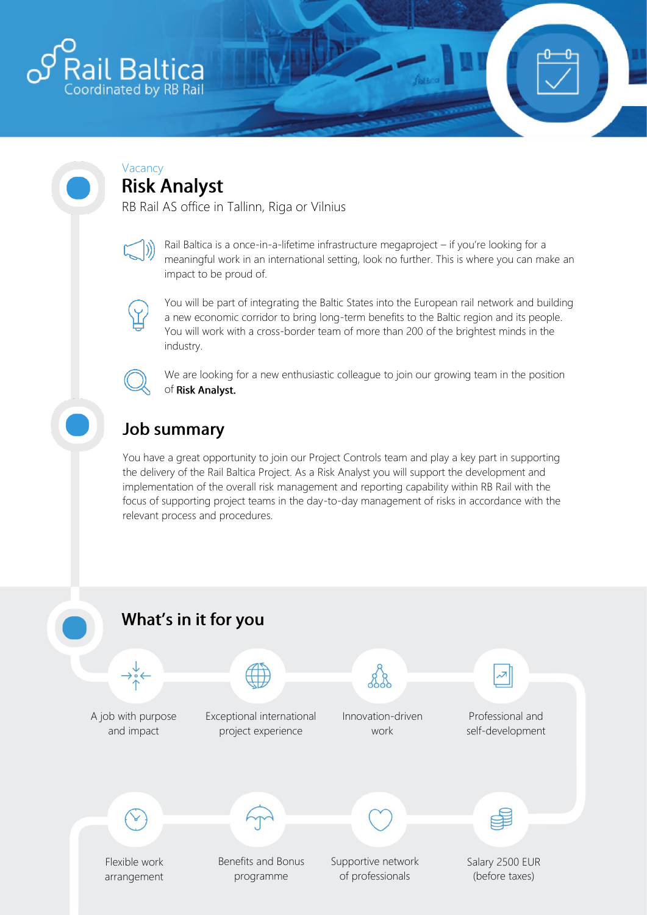Rail Baltica
Coordinated by RB Rail

Vacancy

# Risk Analyst

RB Rail AS office in Tallinn, Riga or Vilnius

Rail Baltica is a once-in-a-lifetime infrastructure megaproject – if you're looking for a meaningful work in an international setting, look no further. This is where you can make an impact to be proud of.

You will be part of integrating the Baltic States into the European rail network and building a new economic corridor to bring long-term benefits to the Baltic region and its people. You will work with a cross-border team of more than 200 of the brightest minds in the industry.

We are looking for a new enthusiastic colleague to join our growing team in the position of **Risk Analyst.**

## Job summary

You have a great opportunity to join our Project Controls team and play a key part in supporting the delivery of the Rail Baltica Project. As a Risk Analyst you will support the development and implementation of the overall risk management and reporting capability within RB Rail with the focus of supporting project teams in the day-to-day management of risks in accordance with the relevant process and procedures.

## What's in it for you

- A job with purpose and impact
- Exceptional international project experience
- Innovation-driven work
- Professional and self-development
- Flexible work arrangement
- Benefits and Bonus programme
- Supportive network of professionals
- Salary 2500 EUR (before taxes)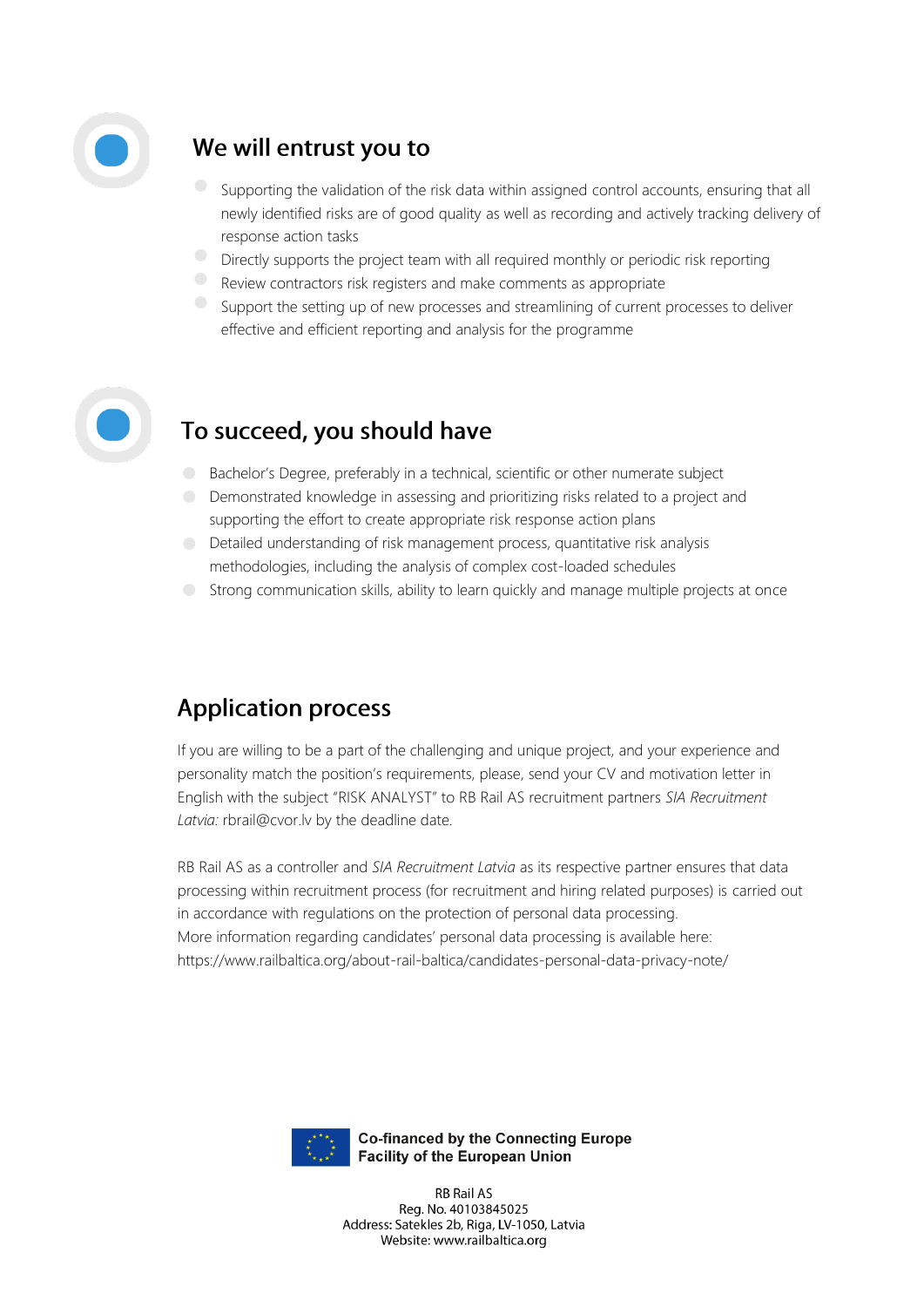## We will entrust you to

- Supporting the validation of the risk data within assigned control accounts, ensuring that all newly identified risks are of good quality as well as recording and actively tracking delivery of response action tasks
- Directly supports the project team with all required monthly or periodic risk reporting
- Review contractors risk registers and make comments as appropriate
- Support the setting up of new processes and streamlining of current processes to deliver effective and efficient reporting and analysis for the programme

## To succeed, you should have

- Bachelor's Degree, preferably in a technical, scientific or other numerate subject
- Demonstrated knowledge in assessing and prioritizing risks related to a project and supporting the effort to create appropriate risk response action plans
- Detailed understanding of risk management process, quantitative risk analysis methodologies, including the analysis of complex cost-loaded schedules
- Strong communication skills, ability to learn quickly and manage multiple projects at once

## Application process

If you are willing to be a part of the challenging and unique project, and your experience and personality match the position's requirements, please, send your CV and motivation letter in English with the subject "RISK ANALYST" to RB Rail AS recruitment partners *SIA Recruitment Latvia:* rbrail@cvor.lv by the deadline date.

RB Rail AS as a controller and *SIA Recruitment Latvia* as its respective partner ensures that data processing within recruitment process (for recruitment and hiring related purposes) is carried out in accordance with regulations on the protection of personal data processing.
More information regarding candidates' personal data processing is available here:
https://www.railbaltica.org/about-rail-baltica/candidates-personal-data-privacy-note/

**Co-financed by the Connecting Europe Facility of the European Union**

RB Rail AS
Reg. No. 40103845025
Address: Satekles 2b, Riga, LV-1050, Latvia
Website: www.railbaltica.org